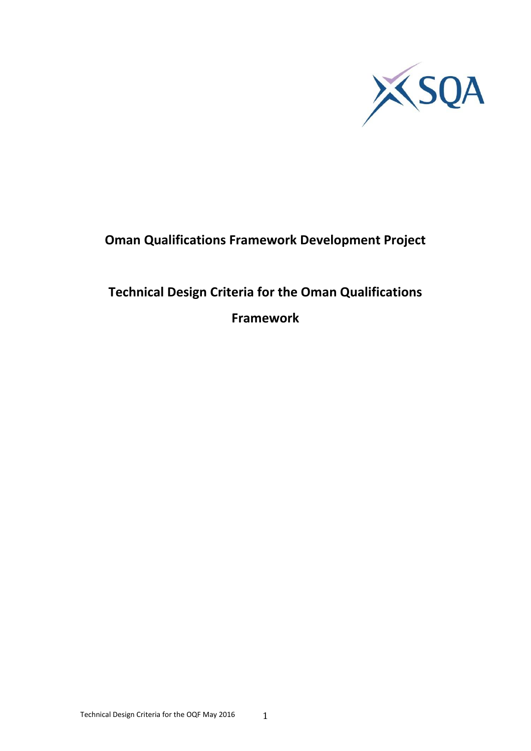# Oman Qualifications Framework Development Project

# Technical Design Criteria for the Oman Qualifications Framework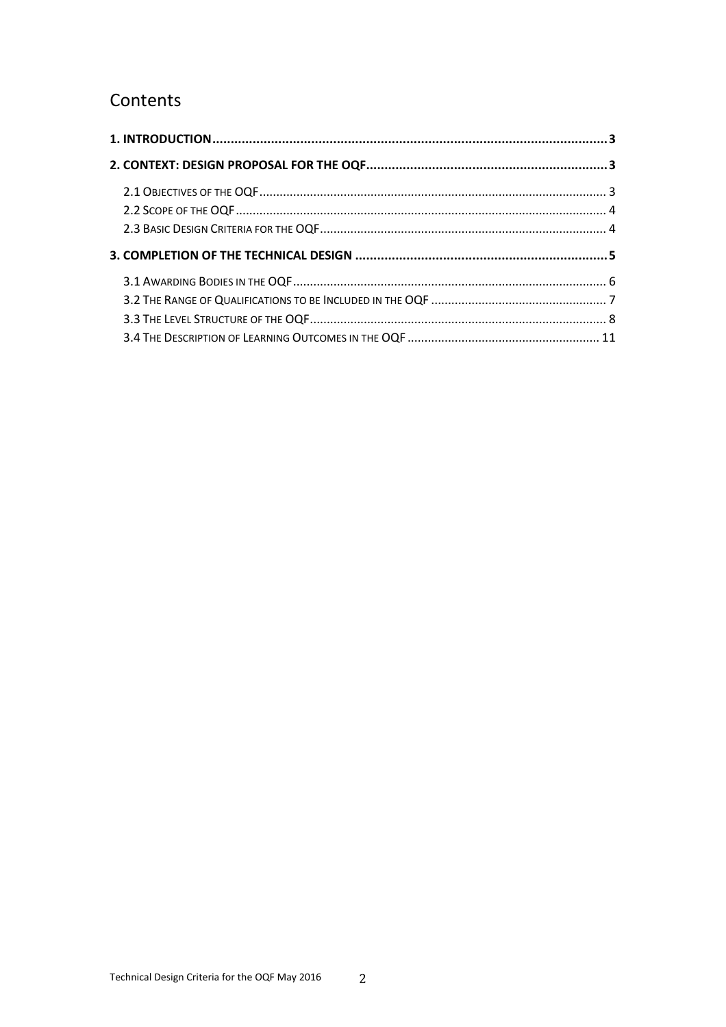# Contents

**1. INTRODUCTION** .......... **3**

**2. CONTEXT: DESIGN PROPOSAL FOR THE OQF** .......... **3**

- 2.1 Objectives of the OQF .......... 3
- 2.2 Scope of the OQF .......... 4
- 2.3 Basic Design Criteria for the OQF .......... 4

**3. COMPLETION OF THE TECHNICAL DESIGN** .......... **5**

- 3.1 Awarding Bodies in the OQF .......... 6
- 3.2 The Range of Qualifications to be Included in the OQF .......... 7
- 3.3 The Level Structure of the OQF .......... 8
- 3.4 The Description of Learning Outcomes in the OQF .......... 11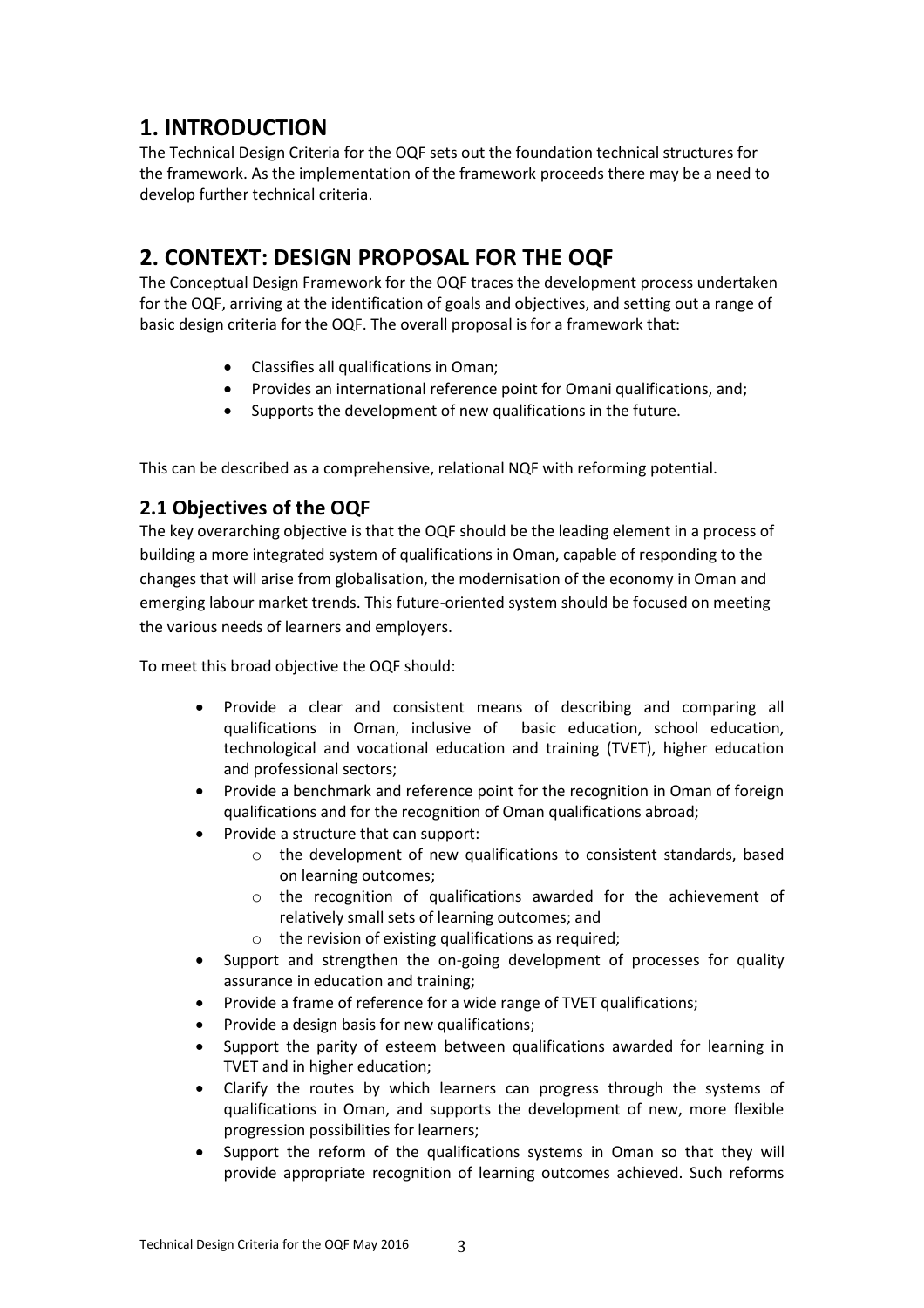# 1. INTRODUCTION

The Technical Design Criteria for the OQF sets out the foundation technical structures for the framework. As the implementation of the framework proceeds there may be a need to develop further technical criteria.

# 2. CONTEXT: DESIGN PROPOSAL FOR THE OQF

The Conceptual Design Framework for the OQF traces the development process undertaken for the OQF, arriving at the identification of goals and objectives, and setting out a range of basic design criteria for the OQF. The overall proposal is for a framework that:

- Classifies all qualifications in Oman;
- Provides an international reference point for Omani qualifications, and;
- Supports the development of new qualifications in the future.

This can be described as a comprehensive, relational NQF with reforming potential.

## 2.1 Objectives of the OQF

The key overarching objective is that the OQF should be the leading element in a process of building a more integrated system of qualifications in Oman, capable of responding to the changes that will arise from globalisation, the modernisation of the economy in Oman and emerging labour market trends. This future-oriented system should be focused on meeting the various needs of learners and employers.

To meet this broad objective the OQF should:

- Provide a clear and consistent means of describing and comparing all qualifications in Oman, inclusive of basic education, school education, technological and vocational education and training (TVET), higher education and professional sectors;
- Provide a benchmark and reference point for the recognition in Oman of foreign qualifications and for the recognition of Oman qualifications abroad;
- Provide a structure that can support:
  - the development of new qualifications to consistent standards, based on learning outcomes;
  - the recognition of qualifications awarded for the achievement of relatively small sets of learning outcomes; and
  - the revision of existing qualifications as required;
- Support and strengthen the on-going development of processes for quality assurance in education and training;
- Provide a frame of reference for a wide range of TVET qualifications;
- Provide a design basis for new qualifications;
- Support the parity of esteem between qualifications awarded for learning in TVET and in higher education;
- Clarify the routes by which learners can progress through the systems of qualifications in Oman, and supports the development of new, more flexible progression possibilities for learners;
- Support the reform of the qualifications systems in Oman so that they will provide appropriate recognition of learning outcomes achieved. Such reforms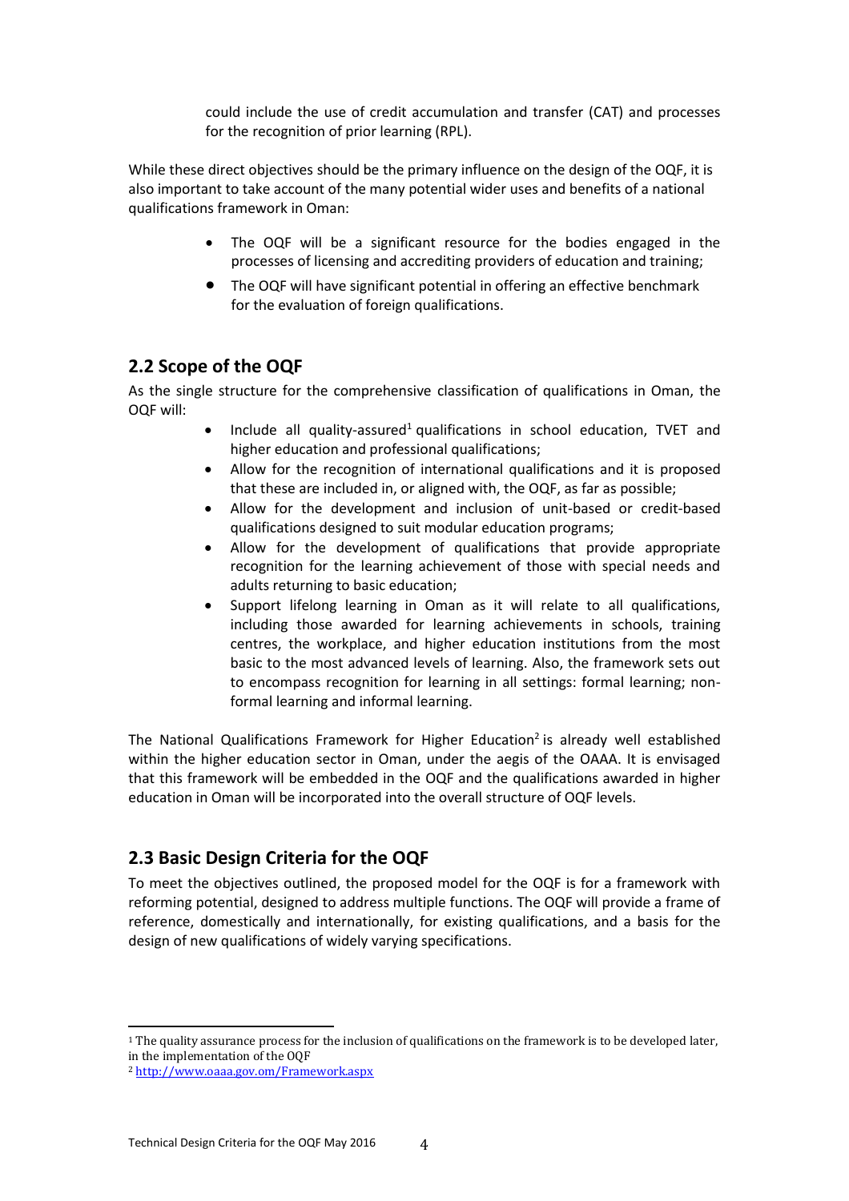could include the use of credit accumulation and transfer (CAT) and processes for the recognition of prior learning (RPL).

While these direct objectives should be the primary influence on the design of the OQF, it is also important to take account of the many potential wider uses and benefits of a national qualifications framework in Oman:

- The OQF will be a significant resource for the bodies engaged in the processes of licensing and accrediting providers of education and training;
- The OQF will have significant potential in offering an effective benchmark for the evaluation of foreign qualifications.

## 2.2 Scope of the OQF

As the single structure for the comprehensive classification of qualifications in Oman, the OQF will:

- Include all quality-assured[1] qualifications in school education, TVET and higher education and professional qualifications;
- Allow for the recognition of international qualifications and it is proposed that these are included in, or aligned with, the OQF, as far as possible;
- Allow for the development and inclusion of unit-based or credit-based qualifications designed to suit modular education programs;
- Allow for the development of qualifications that provide appropriate recognition for the learning achievement of those with special needs and adults returning to basic education;
- Support lifelong learning in Oman as it will relate to all qualifications, including those awarded for learning achievements in schools, training centres, the workplace, and higher education institutions from the most basic to the most advanced levels of learning. Also, the framework sets out to encompass recognition for learning in all settings: formal learning; non-formal learning and informal learning.

The National Qualifications Framework for Higher Education[2] is already well established within the higher education sector in Oman, under the aegis of the OAAA. It is envisaged that this framework will be embedded in the OQF and the qualifications awarded in higher education in Oman will be incorporated into the overall structure of OQF levels.

## 2.3 Basic Design Criteria for the OQF

To meet the objectives outlined, the proposed model for the OQF is for a framework with reforming potential, designed to address multiple functions. The OQF will provide a frame of reference, domestically and internationally, for existing qualifications, and a basis for the design of new qualifications of widely varying specifications.

---

[1] The quality assurance process for the inclusion of qualifications on the framework is to be developed later, in the implementation of the OQF

[2] http://www.oaaa.gov.om/Framework.aspx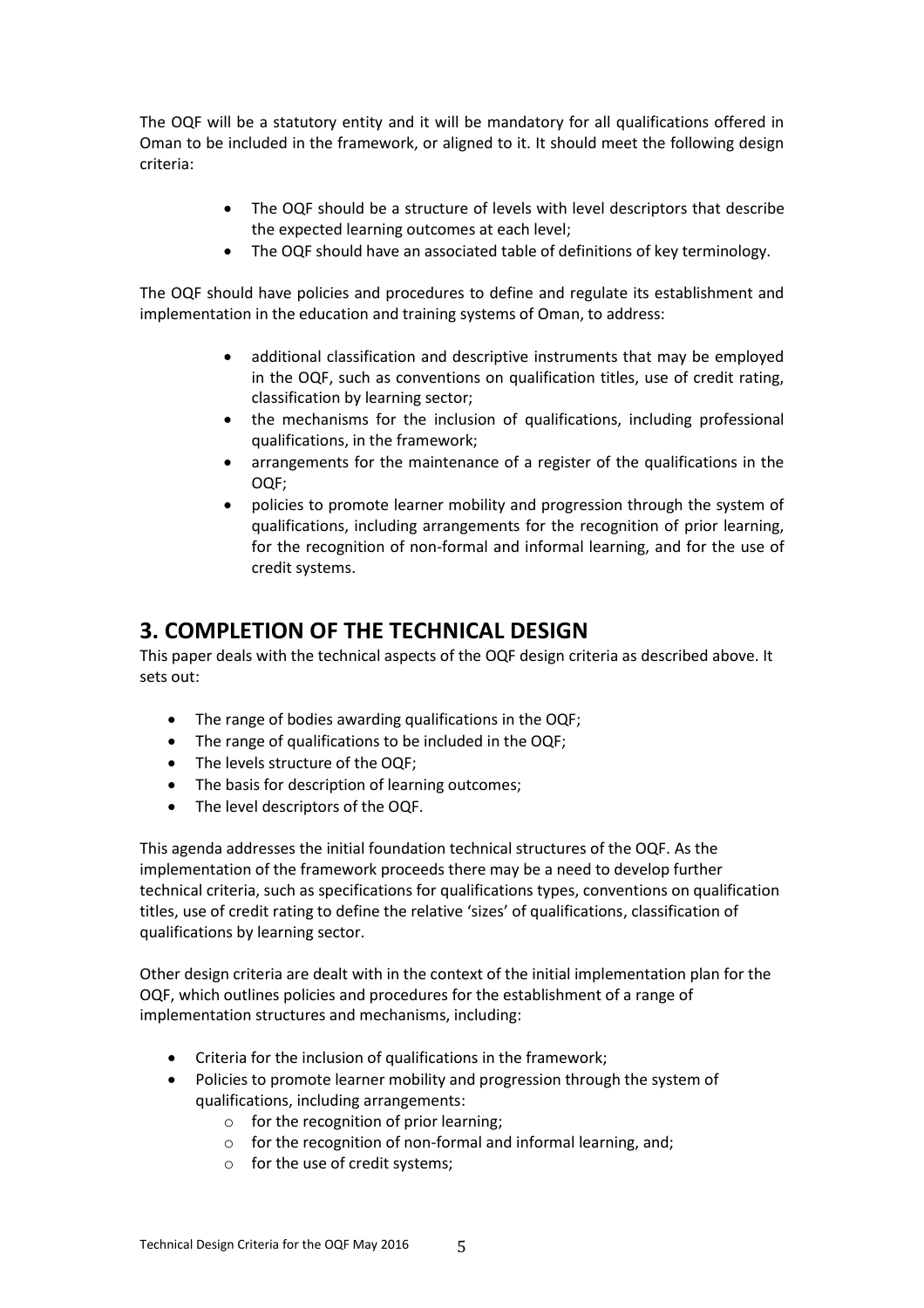The OQF will be a statutory entity and it will be mandatory for all qualifications offered in Oman to be included in the framework, or aligned to it. It should meet the following design criteria:

- The OQF should be a structure of levels with level descriptors that describe the expected learning outcomes at each level;
- The OQF should have an associated table of definitions of key terminology.

The OQF should have policies and procedures to define and regulate its establishment and implementation in the education and training systems of Oman, to address:

- additional classification and descriptive instruments that may be employed in the OQF, such as conventions on qualification titles, use of credit rating, classification by learning sector;
- the mechanisms for the inclusion of qualifications, including professional qualifications, in the framework;
- arrangements for the maintenance of a register of the qualifications in the OQF;
- policies to promote learner mobility and progression through the system of qualifications, including arrangements for the recognition of prior learning, for the recognition of non-formal and informal learning, and for the use of credit systems.

## 3. COMPLETION OF THE TECHNICAL DESIGN

This paper deals with the technical aspects of the OQF design criteria as described above. It sets out:

- The range of bodies awarding qualifications in the OQF;
- The range of qualifications to be included in the OQF;
- The levels structure of the OQF;
- The basis for description of learning outcomes;
- The level descriptors of the OQF.

This agenda addresses the initial foundation technical structures of the OQF. As the implementation of the framework proceeds there may be a need to develop further technical criteria, such as specifications for qualifications types, conventions on qualification titles, use of credit rating to define the relative 'sizes' of qualifications, classification of qualifications by learning sector.

Other design criteria are dealt with in the context of the initial implementation plan for the OQF, which outlines policies and procedures for the establishment of a range of implementation structures and mechanisms, including:

- Criteria for the inclusion of qualifications in the framework;
- Policies to promote learner mobility and progression through the system of qualifications, including arrangements:
  - for the recognition of prior learning;
  - for the recognition of non-formal and informal learning, and;
  - for the use of credit systems;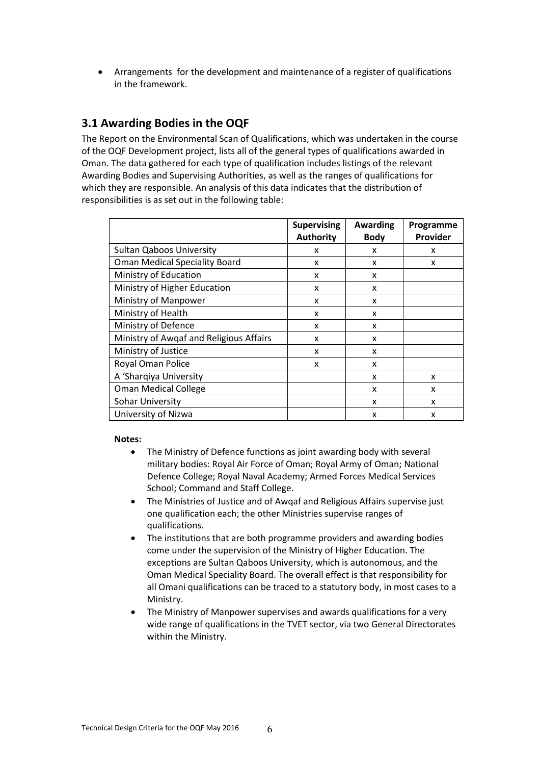- Arrangements for the development and maintenance of a register of qualifications in the framework.

## 3.1 Awarding Bodies in the OQF

The Report on the Environmental Scan of Qualifications, which was undertaken in the course of the OQF Development project, lists all of the general types of qualifications awarded in Oman. The data gathered for each type of qualification includes listings of the relevant Awarding Bodies and Supervising Authorities, as well as the ranges of qualifications for which they are responsible. An analysis of this data indicates that the distribution of responsibilities is as set out in the following table:

| | Supervising Authority | Awarding Body | Programme Provider |
|---|---|---|---|
| Sultan Qaboos University | x | x | x |
| Oman Medical Speciality Board | x | x | x |
| Ministry of Education | x | x | |
| Ministry of Higher Education | x | x | |
| Ministry of Manpower | x | x | |
| Ministry of Health | x | x | |
| Ministry of Defence | x | x | |
| Ministry of Awqaf and Religious Affairs | x | x | |
| Ministry of Justice | x | x | |
| Royal Oman Police | x | x | |
| A 'Sharqiya University | | x | x |
| Oman Medical College | | x | x |
| Sohar University | | x | x |
| University of Nizwa | | x | x |

**Notes:**

- The Ministry of Defence functions as joint awarding body with several military bodies: Royal Air Force of Oman; Royal Army of Oman; National Defence College; Royal Naval Academy; Armed Forces Medical Services School; Command and Staff College.
- The Ministries of Justice and of Awqaf and Religious Affairs supervise just one qualification each; the other Ministries supervise ranges of qualifications.
- The institutions that are both programme providers and awarding bodies come under the supervision of the Ministry of Higher Education. The exceptions are Sultan Qaboos University, which is autonomous, and the Oman Medical Speciality Board. The overall effect is that responsibility for all Omani qualifications can be traced to a statutory body, in most cases to a Ministry.
- The Ministry of Manpower supervises and awards qualifications for a very wide range of qualifications in the TVET sector, via two General Directorates within the Ministry.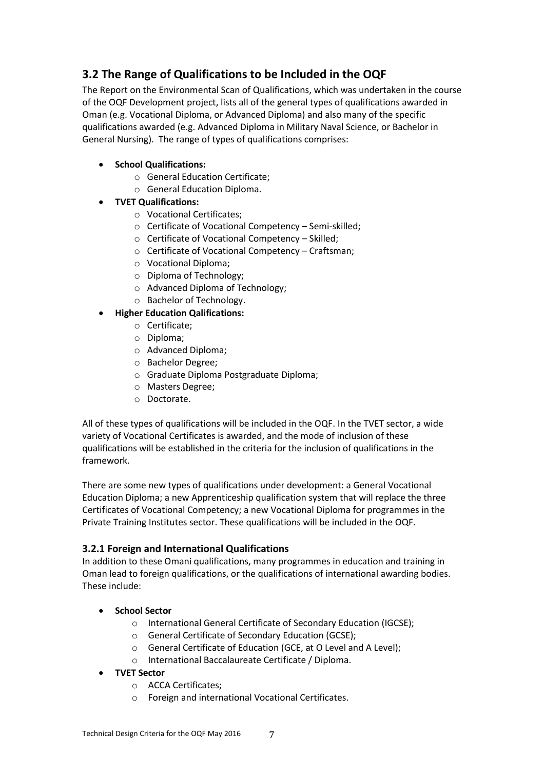## 3.2 The Range of Qualifications to be Included in the OQF

The Report on the Environmental Scan of Qualifications, which was undertaken in the course of the OQF Development project, lists all of the general types of qualifications awarded in Oman (e.g. Vocational Diploma, or Advanced Diploma) and also many of the specific qualifications awarded (e.g. Advanced Diploma in Military Naval Science, or Bachelor in General Nursing). The range of types of qualifications comprises:

- **School Qualifications:**
  - General Education Certificate;
  - General Education Diploma.
- **TVET Qualifications:**
  - Vocational Certificates;
  - Certificate of Vocational Competency – Semi-skilled;
  - Certificate of Vocational Competency – Skilled;
  - Certificate of Vocational Competency – Craftsman;
  - Vocational Diploma;
  - Diploma of Technology;
  - Advanced Diploma of Technology;
  - Bachelor of Technology.
- **Higher Education Qalifications:**
  - Certificate;
  - Diploma;
  - Advanced Diploma;
  - Bachelor Degree;
  - Graduate Diploma Postgraduate Diploma;
  - Masters Degree;
  - Doctorate.

All of these types of qualifications will be included in the OQF. In the TVET sector, a wide variety of Vocational Certificates is awarded, and the mode of inclusion of these qualifications will be established in the criteria for the inclusion of qualifications in the framework.

There are some new types of qualifications under development: a General Vocational Education Diploma; a new Apprenticeship qualification system that will replace the three Certificates of Vocational Competency; a new Vocational Diploma for programmes in the Private Training Institutes sector. These qualifications will be included in the OQF.

### 3.2.1 Foreign and International Qualifications

In addition to these Omani qualifications, many programmes in education and training in Oman lead to foreign qualifications, or the qualifications of international awarding bodies. These include:

- **School Sector**
  - International General Certificate of Secondary Education (IGCSE);
  - General Certificate of Secondary Education (GCSE);
  - General Certificate of Education (GCE, at O Level and A Level);
  - International Baccalaureate Certificate / Diploma.
- **TVET Sector**
  - ACCA Certificates;
  - Foreign and international Vocational Certificates.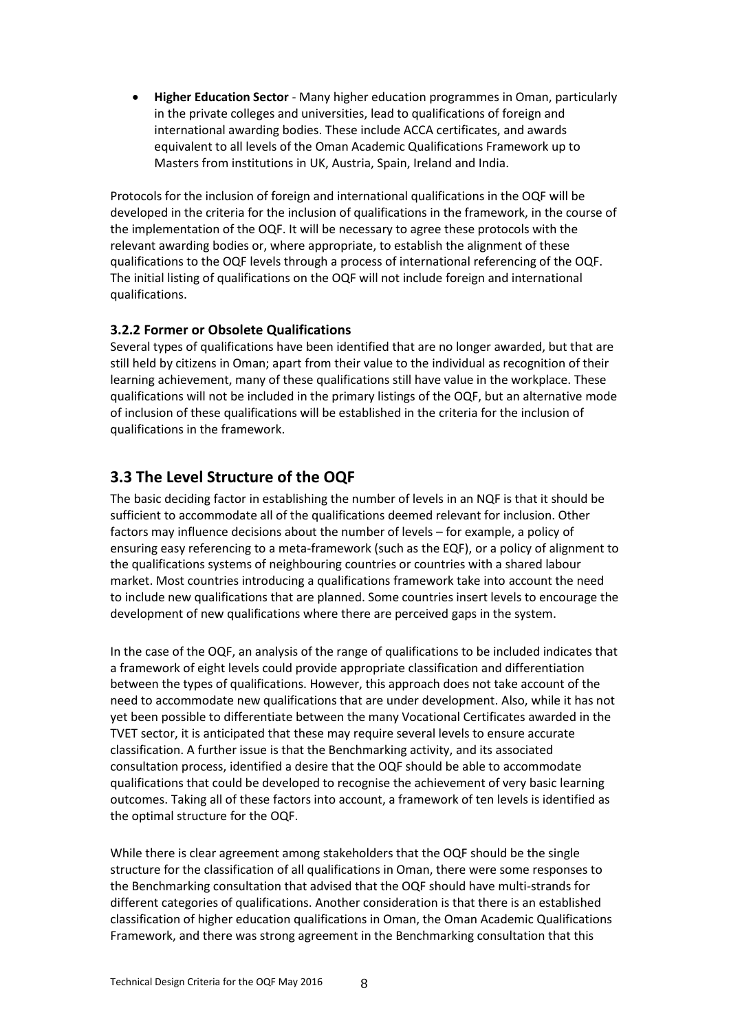- **Higher Education Sector** - Many higher education programmes in Oman, particularly in the private colleges and universities, lead to qualifications of foreign and international awarding bodies. These include ACCA certificates, and awards equivalent to all levels of the Oman Academic Qualifications Framework up to Masters from institutions in UK, Austria, Spain, Ireland and India.

Protocols for the inclusion of foreign and international qualifications in the OQF will be developed in the criteria for the inclusion of qualifications in the framework, in the course of the implementation of the OQF. It will be necessary to agree these protocols with the relevant awarding bodies or, where appropriate, to establish the alignment of these qualifications to the OQF levels through a process of international referencing of the OQF. The initial listing of qualifications on the OQF will not include foreign and international qualifications.

### 3.2.2 Former or Obsolete Qualifications

Several types of qualifications have been identified that are no longer awarded, but that are still held by citizens in Oman; apart from their value to the individual as recognition of their learning achievement, many of these qualifications still have value in the workplace. These qualifications will not be included in the primary listings of the OQF, but an alternative mode of inclusion of these qualifications will be established in the criteria for the inclusion of qualifications in the framework.

## 3.3 The Level Structure of the OQF

The basic deciding factor in establishing the number of levels in an NQF is that it should be sufficient to accommodate all of the qualifications deemed relevant for inclusion. Other factors may influence decisions about the number of levels – for example, a policy of ensuring easy referencing to a meta-framework (such as the EQF), or a policy of alignment to the qualifications systems of neighbouring countries or countries with a shared labour market. Most countries introducing a qualifications framework take into account the need to include new qualifications that are planned. Some countries insert levels to encourage the development of new qualifications where there are perceived gaps in the system.

In the case of the OQF, an analysis of the range of qualifications to be included indicates that a framework of eight levels could provide appropriate classification and differentiation between the types of qualifications. However, this approach does not take account of the need to accommodate new qualifications that are under development. Also, while it has not yet been possible to differentiate between the many Vocational Certificates awarded in the TVET sector, it is anticipated that these may require several levels to ensure accurate classification. A further issue is that the Benchmarking activity, and its associated consultation process, identified a desire that the OQF should be able to accommodate qualifications that could be developed to recognise the achievement of very basic learning outcomes. Taking all of these factors into account, a framework of ten levels is identified as the optimal structure for the OQF.

While there is clear agreement among stakeholders that the OQF should be the single structure for the classification of all qualifications in Oman, there were some responses to the Benchmarking consultation that advised that the OQF should have multi-strands for different categories of qualifications. Another consideration is that there is an established classification of higher education qualifications in Oman, the Oman Academic Qualifications Framework, and there was strong agreement in the Benchmarking consultation that this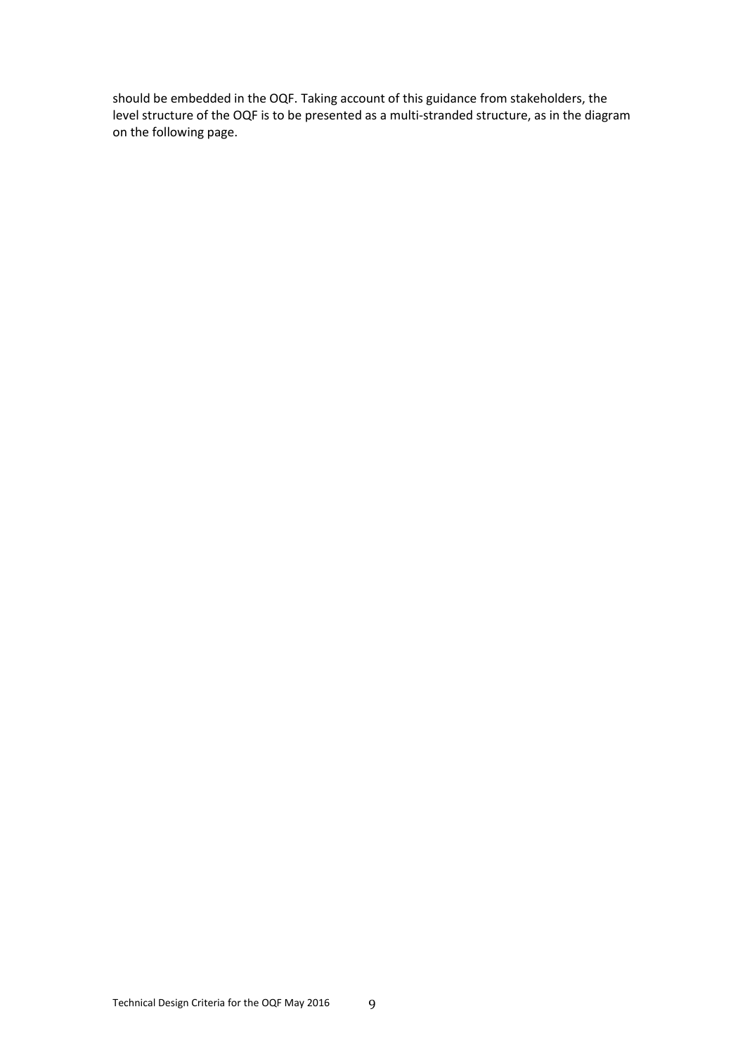should be embedded in the OQF. Taking account of this guidance from stakeholders, the level structure of the OQF is to be presented as a multi-stranded structure, as in the diagram on the following page.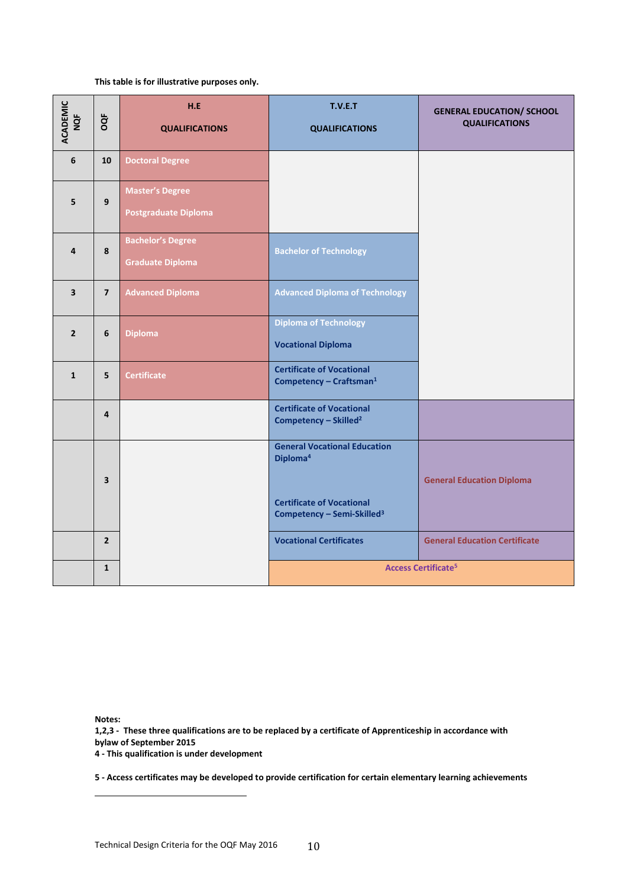**This table is for illustrative purposes only.**

| ACADEMIC NQF | OQF | H.E QUALIFICATIONS | T.V.E.T QUALIFICATIONS | GENERAL EDUCATION/ SCHOOL QUALIFICATIONS |
|---|---|---|---|---|
| 6 | 10 | Doctoral Degree | | |
| 5 | 9 | Master's Degree<br>Postgraduate Diploma | | |
| 4 | 8 | Bachelor's Degree<br>Graduate Diploma | Bachelor of Technology | |
| 3 | 7 | Advanced Diploma | Advanced Diploma of Technology | |
| 2 | 6 | Diploma | Diploma of Technology<br>Vocational Diploma | |
| 1 | 5 | Certificate | Certificate of Vocational Competency – Craftsman[1] | |
| | 4 | | Certificate of Vocational Competency – Skilled[2] | |
| | 3 | | General Vocational Education Diploma[4]<br>Certificate of Vocational Competency – Semi-Skilled[3] | General Education Diploma |
| | 2 | | Vocational Certificates | General Education Certificate |
| | 1 | | Access Certificate[5] | |

**Notes:**

**1,2,3 - These three qualifications are to be replaced by a certificate of Apprenticeship in accordance with bylaw of September 2015**

**4 - This qualification is under development**

**5 - Access certificates may be developed to provide certification for certain elementary learning achievements**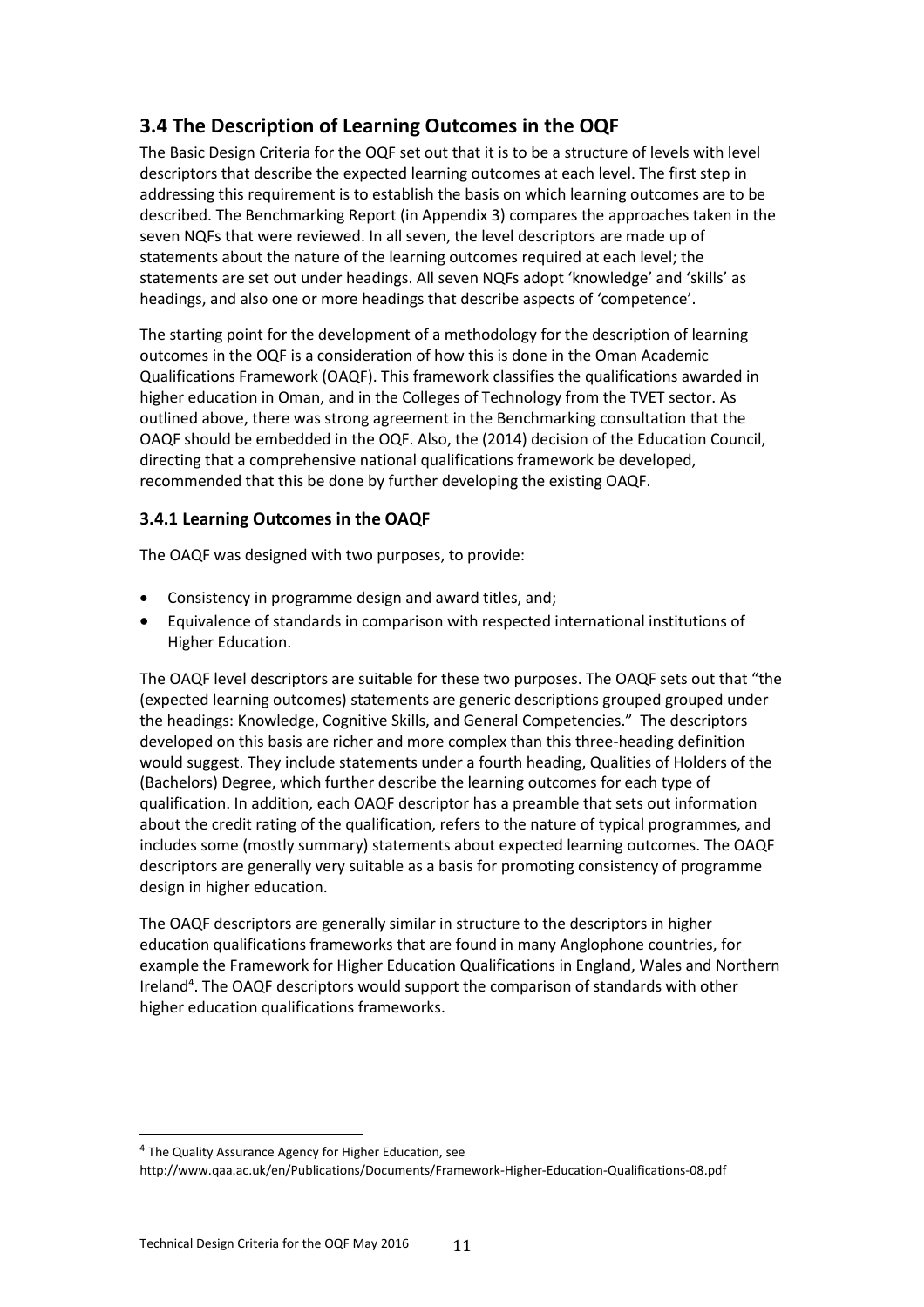## 3.4 The Description of Learning Outcomes in the OQF

The Basic Design Criteria for the OQF set out that it is to be a structure of levels with level descriptors that describe the expected learning outcomes at each level. The first step in addressing this requirement is to establish the basis on which learning outcomes are to be described. The Benchmarking Report (in Appendix 3) compares the approaches taken in the seven NQFs that were reviewed. In all seven, the level descriptors are made up of statements about the nature of the learning outcomes required at each level; the statements are set out under headings. All seven NQFs adopt 'knowledge' and 'skills' as headings, and also one or more headings that describe aspects of 'competence'.

The starting point for the development of a methodology for the description of learning outcomes in the OQF is a consideration of how this is done in the Oman Academic Qualifications Framework (OAQF). This framework classifies the qualifications awarded in higher education in Oman, and in the Colleges of Technology from the TVET sector. As outlined above, there was strong agreement in the Benchmarking consultation that the OAQF should be embedded in the OQF. Also, the (2014) decision of the Education Council, directing that a comprehensive national qualifications framework be developed, recommended that this be done by further developing the existing OAQF.

### 3.4.1 Learning Outcomes in the OAQF

The OAQF was designed with two purposes, to provide:

- Consistency in programme design and award titles, and;
- Equivalence of standards in comparison with respected international institutions of Higher Education.

The OAQF level descriptors are suitable for these two purposes. The OAQF sets out that "the (expected learning outcomes) statements are generic descriptions grouped grouped under the headings: Knowledge, Cognitive Skills, and General Competencies." The descriptors developed on this basis are richer and more complex than this three-heading definition would suggest. They include statements under a fourth heading, Qualities of Holders of the (Bachelors) Degree, which further describe the learning outcomes for each type of qualification. In addition, each OAQF descriptor has a preamble that sets out information about the credit rating of the qualification, refers to the nature of typical programmes, and includes some (mostly summary) statements about expected learning outcomes. The OAQF descriptors are generally very suitable as a basis for promoting consistency of programme design in higher education.

The OAQF descriptors are generally similar in structure to the descriptors in higher education qualifications frameworks that are found in many Anglophone countries, for example the Framework for Higher Education Qualifications in England, Wales and Northern Ireland[4]. The OAQF descriptors would support the comparison of standards with other higher education qualifications frameworks.

[4] The Quality Assurance Agency for Higher Education, see http://www.qaa.ac.uk/en/Publications/Documents/Framework-Higher-Education-Qualifications-08.pdf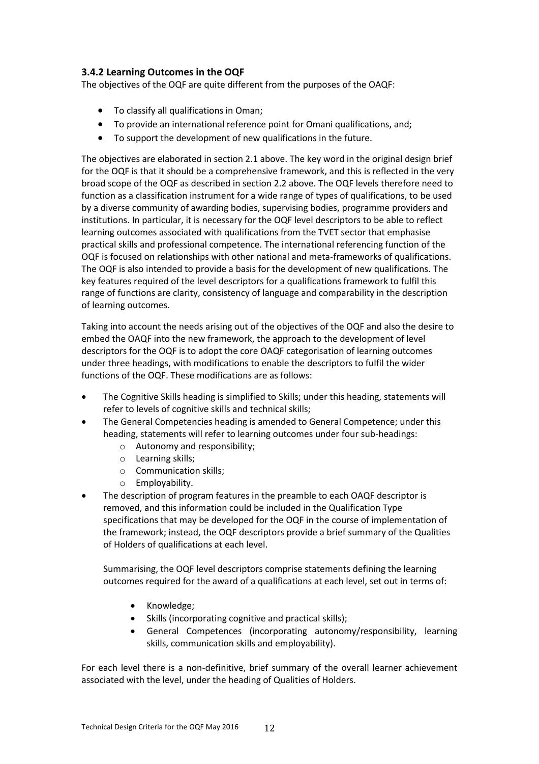### 3.4.2 Learning Outcomes in the OQF

The objectives of the OQF are quite different from the purposes of the OAQF:

- To classify all qualifications in Oman;
- To provide an international reference point for Omani qualifications, and;
- To support the development of new qualifications in the future.

The objectives are elaborated in section 2.1 above. The key word in the original design brief for the OQF is that it should be a comprehensive framework, and this is reflected in the very broad scope of the OQF as described in section 2.2 above. The OQF levels therefore need to function as a classification instrument for a wide range of types of qualifications, to be used by a diverse community of awarding bodies, supervising bodies, programme providers and institutions. In particular, it is necessary for the OQF level descriptors to be able to reflect learning outcomes associated with qualifications from the TVET sector that emphasise practical skills and professional competence. The international referencing function of the OQF is focused on relationships with other national and meta-frameworks of qualifications. The OQF is also intended to provide a basis for the development of new qualifications. The key features required of the level descriptors for a qualifications framework to fulfil this range of functions are clarity, consistency of language and comparability in the description of learning outcomes.

Taking into account the needs arising out of the objectives of the OQF and also the desire to embed the OAQF into the new framework, the approach to the development of level descriptors for the OQF is to adopt the core OAQF categorisation of learning outcomes under three headings, with modifications to enable the descriptors to fulfil the wider functions of the OQF. These modifications are as follows:

- The Cognitive Skills heading is simplified to Skills; under this heading, statements will refer to levels of cognitive skills and technical skills;
- The General Competencies heading is amended to General Competence; under this heading, statements will refer to learning outcomes under four sub-headings:
    - Autonomy and responsibility;
    - Learning skills;
    - Communication skills;
    - Employability.
- The description of program features in the preamble to each OAQF descriptor is removed, and this information could be included in the Qualification Type specifications that may be developed for the OQF in the course of implementation of the framework; instead, the OQF descriptors provide a brief summary of the Qualities of Holders of qualifications at each level.

  Summarising, the OQF level descriptors comprise statements defining the learning outcomes required for the award of a qualifications at each level, set out in terms of:

    - Knowledge;
    - Skills (incorporating cognitive and practical skills);
    - General Competences (incorporating autonomy/responsibility, learning skills, communication skills and employability).

For each level there is a non-definitive, brief summary of the overall learner achievement associated with the level, under the heading of Qualities of Holders.